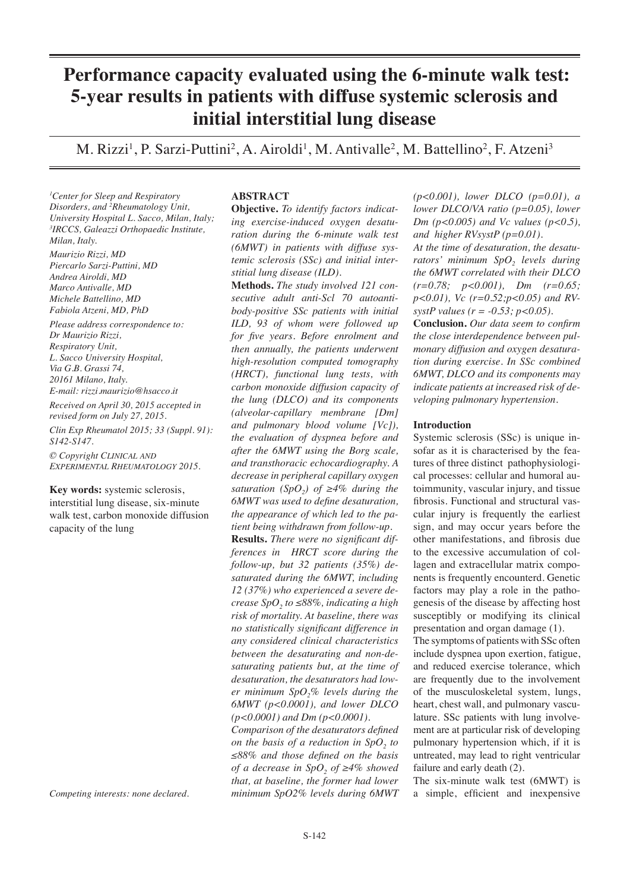# Performance capacity evaluated using the 6-minute walk test: 5-year results in patients with diffuse systemic sclerosis and initial interstitial lung disease

M. Rizzi[1], P. Sarzi-Puttini[2], A. Airoldi[1], M. Antivalle[2], M. Battellino[2], F. Atzeni[3]

*[1]Center for Sleep and Respiratory Disorders, and [2]Rheumatology Unit, University Hospital L. Sacco, Milan, Italy; [3]IRCCS, Galeazzi Orthopaedic Institute, Milan, Italy.*

*Maurizio Rizzi, MD*
*Piercarlo Sarzi-Puttini, MD*
*Andrea Airoldi, MD*
*Marco Antivalle, MD*
*Michele Battellino, MD*
*Fabiola Atzeni, MD, PhD*

*Please address correspondence to:*
*Dr Maurizio Rizzi,*
*Respiratory Unit,*
*L. Sacco University Hospital,*
*Via G.B. Grassi 74,*
*20161 Milano, Italy.*
*E-mail: rizzi.maurizio@hsacco.it*

*Received on April 30, 2015 accepted in revised form on July 27, 2015.*

*Clin Exp Rheumatol 2015; 33 (Suppl. 91): S142-S147.*

*© Copyright Clinical and Experimental Rheumatology 2015.*

**Key words:** systemic sclerosis, interstitial lung disease, six-minute walk test, carbon monoxide diffusion capacity of the lung

*Competing interests: none declared.*

## ABSTRACT

**Objective.** *To identify factors indicating exercise-induced oxygen desaturation during the 6-minute walk test (6MWT) in patients with diffuse systemic sclerosis (SSc) and initial interstitial lung disease (ILD).*

**Methods.** *The study involved 121 consecutive adult anti-Scl 70 autoantibody-positive SSc patients with initial ILD, 93 of whom were followed up for five years. Before enrolment and then annually, the patients underwent high-resolution computed tomography (HRCT), functional lung tests, with carbon monoxide diffusion capacity of the lung (DLCO) and its components (alveolar-capillary membrane [Dm] and pulmonary blood volume [Vc]), the evaluation of dyspnea before and after the 6MWT using the Borg scale, and transthoracic echocardiography. A decrease in peripheral capillary oxygen saturation ($SpO_2$) of ≥4% during the 6MWT was used to define desaturation, the appearance of which led to the patient being withdrawn from follow-up.*

**Results.** *There were no significant differences in HRCT score during the follow-up, but 32 patients (35%) desaturated during the 6MWT, including 12 (37%) who experienced a severe decrease $SpO_2$ to ≤88%, indicating a high risk of mortality. At baseline, there was no statistically significant difference in any considered clinical characteristics between the desaturating and non-desaturating patients but, at the time of desaturation, the desaturators had lower minimum $SpO_2$% levels during the 6MWT ($p<0.0001$), and lower DLCO ($p<0.0001$) and Dm ($p<0.0001$).*

*Comparison of the desaturators defined on the basis of a reduction in $SpO_2$ to ≤88% and those defined on the basis of a decrease in $SpO_2$ of ≥4% showed that, at baseline, the former had lower minimum SpO2% levels during 6MWT ($p<0.001$), lower DLCO ($p=0.01$), a lower DLCO/VA ratio ($p=0.05$), lower Dm ($p<0.005$) and Vc values ($p<0.5$), and higher RVsystP ($p=0.01$).*

*At the time of desaturation, the desaturators' minimum $SpO_2$ levels during the 6MWT correlated with their DLCO ($r=0.78$; $p<0.001$), Dm ($r=0.65$; $p<0.01$), Vc ($r=0.52$;$p<0.05$) and RVsystP values ($r = -0.53$; $p<0.05$).*

**Conclusion.** *Our data seem to confirm the close interdependence between pulmonary diffusion and oxygen desaturation during exercise. In SSc combined 6MWT, DLCO and its components may indicate patients at increased risk of developing pulmonary hypertension.*

## Introduction

Systemic sclerosis (SSc) is unique insofar as it is characterised by the features of three distinct pathophysiological processes: cellular and humoral autoimmunity, vascular injury, and tissue fibrosis. Functional and structural vascular injury is frequently the earliest sign, and may occur years before the other manifestations, and fibrosis due to the excessive accumulation of collagen and extracellular matrix components is frequently encounterd. Genetic factors may play a role in the pathogenesis of the disease by affecting host susceptibly or modifying its clinical presentation and organ damage (1).

The symptoms of patients with SSc often include dyspnea upon exertion, fatigue, and reduced exercise tolerance, which are frequently due to the involvement of the musculoskeletal system, lungs, heart, chest wall, and pulmonary vasculature. SSc patients with lung involvement are at particular risk of developing pulmonary hypertension which, if it is untreated, may lead to right ventricular failure and early death (2).

The six-minute walk test (6MWT) is a simple, efficient and inexpensive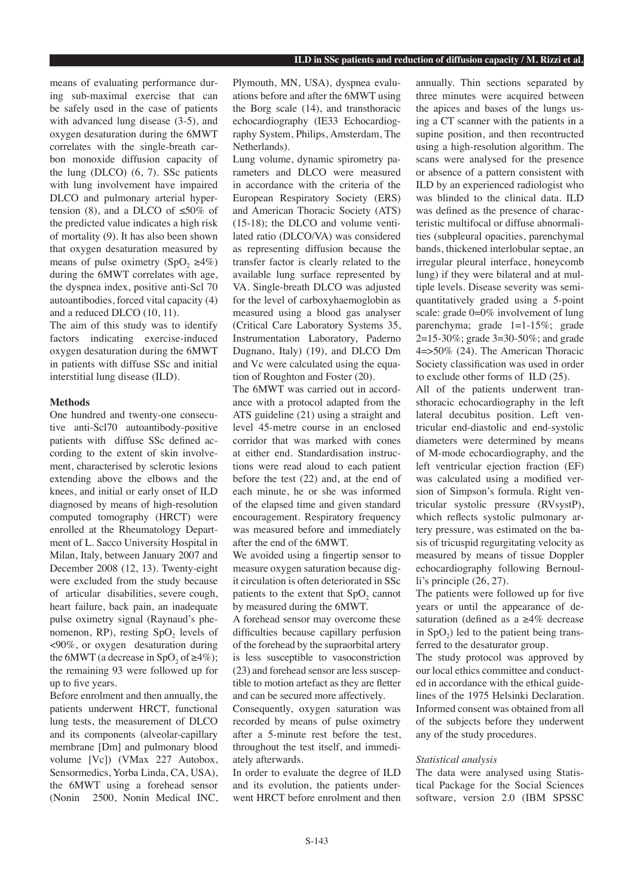means of evaluating performance during sub-maximal exercise that can be safely used in the case of patients with advanced lung disease (3-5), and oxygen desaturation during the 6MWT correlates with the single-breath carbon monoxide diffusion capacity of the lung (DLCO) (6, 7). SSc patients with lung involvement have impaired DLCO and pulmonary arterial hypertension (8), and a DLCO of ≤50% of the predicted value indicates a high risk of mortality (9). It has also been shown that oxygen desaturation measured by means of pulse oximetry ($SpO_2$ ≥4%) during the 6MWT correlates with age, the dyspnea index, positive anti-Scl 70 autoantibodies, forced vital capacity (4) and a reduced DLCO (10, 11).

The aim of this study was to identify factors indicating exercise-induced oxygen desaturation during the 6MWT in patients with diffuse SSc and initial interstitial lung disease (ILD).

## Methods

One hundred and twenty-one consecutive anti-Scl70 autoantibody-positive patients with diffuse SSc defined according to the extent of skin involvement, characterised by sclerotic lesions extending above the elbows and the knees, and initial or early onset of ILD diagnosed by means of high-resolution computed tomography (HRCT) were enrolled at the Rheumatology Department of L. Sacco University Hospital in Milan, Italy, between January 2007 and December 2008 (12, 13). Twenty-eight were excluded from the study because of articular disabilities, severe cough, heart failure, back pain, an inadequate pulse oximetry signal (Raynaud's phenomenon, RP), resting $SpO_2$ levels of <90%, or oxygen desaturation during the 6MWT (a decrease in $SpO_2$ of ≥4%); the remaining 93 were followed up for up to five years.

Before enrolment and then annually, the patients underwent HRCT, functional lung tests, the measurement of DLCO and its components (alveolar-capillary membrane [Dm] and pulmonary blood volume [Vc]) (VMax 227 Autobox, Sensormedics, Yorba Linda, CA, USA), the 6MWT using a forehead sensor (Nonin 2500, Nonin Medical INC, Plymouth, MN, USA), dyspnea evaluations before and after the 6MWT using the Borg scale (14), and transthoracic echocardiography (IE33 Echocardiography System, Philips, Amsterdam, The Netherlands).

Lung volume, dynamic spirometry parameters and DLCO were measured in accordance with the criteria of the European Respiratory Society (ERS) and American Thoracic Society (ATS) (15-18); the DLCO and volume ventilated ratio (DLCO/VA) was considered as representing diffusion because the transfer factor is clearly related to the available lung surface represented by VA. Single-breath DLCO was adjusted for the level of carboxyhaemoglobin as measured using a blood gas analyser (Critical Care Laboratory Systems 35, Instrumentation Laboratory, Paderno Dugnano, Italy) (19), and DLCO Dm and Vc were calculated using the equation of Roughton and Foster (20).

The 6MWT was carried out in accordance with a protocol adapted from the ATS guideline (21) using a straight and level 45-metre course in an enclosed corridor that was marked with cones at either end. Standardisation instructions were read aloud to each patient before the test (22) and, at the end of each minute, he or she was informed of the elapsed time and given standard encouragement. Respiratory frequency was measured before and immediately after the end of the 6MWT.

We avoided using a fingertip sensor to measure oxygen saturation because digit circulation is often deteriorated in SSc patients to the extent that $SpO_2$ cannot by measured during the 6MWT.

A forehead sensor may overcome these difficulties because capillary perfusion of the forehead by the supraorbital artery is less susceptible to vasoconstriction (23) and forehead sensor are less susceptible to motion artefact as they are fletter and can be secured more affectively.

Consequently, oxygen saturation was recorded by means of pulse oximetry after a 5-minute rest before the test, throughout the test itself, and immediately afterwards.

In order to evaluate the degree of ILD and its evolution, the patients underwent HRCT before enrolment and then annually. Thin sections separated by three minutes were acquired between the apices and bases of the lungs using a CT scanner with the patients in a supine position, and then recontructed using a high-resolution algorithm. The scans were analysed for the presence or absence of a pattern consistent with ILD by an experienced radiologist who was blinded to the clinical data. ILD was defined as the presence of characteristic multifocal or diffuse abnormalities (subpleural opacities, parenchymal bands, thickened interlobular septae, an irregular pleural interface, honeycomb lung) if they were bilateral and at multiple levels. Disease severity was semi-quantitatively graded using a 5-point scale: grade 0=0% involvement of lung parenchyma; grade 1=1-15%; grade 2=15-30%; grade 3=30-50%; and grade 4=>50% (24). The American Thoracic Society classification was used in order to exclude other forms of ILD (25).

All of the patients underwent transthoracic echocardiography in the left lateral decubitus position. Left ventricular end-diastolic and end-systolic diameters were determined by means of M-mode echocardiography, and the left ventricular ejection fraction (EF) was calculated using a modified version of Simpson's formula. Right ventricular systolic pressure (RVsystP), which reflects systolic pulmonary artery pressure, was estimated on the basis of tricuspid regurgitating velocity as measured by means of tissue Doppler echocardiography following Bernoulli's principle (26, 27).

The patients were followed up for five years or until the appearance of desaturation (defined as a ≥4% decrease in $SpO_2$) led to the patient being transferred to the desaturator group.

The study protocol was approved by our local ethics committee and conducted in accordance with the ethical guidelines of the 1975 Helsinki Declaration. Informed consent was obtained from all of the subjects before they underwent any of the study procedures.

### *Statistical analysis*

The data were analysed using Statistical Package for the Social Sciences software, version 2.0 (IBM SPSSC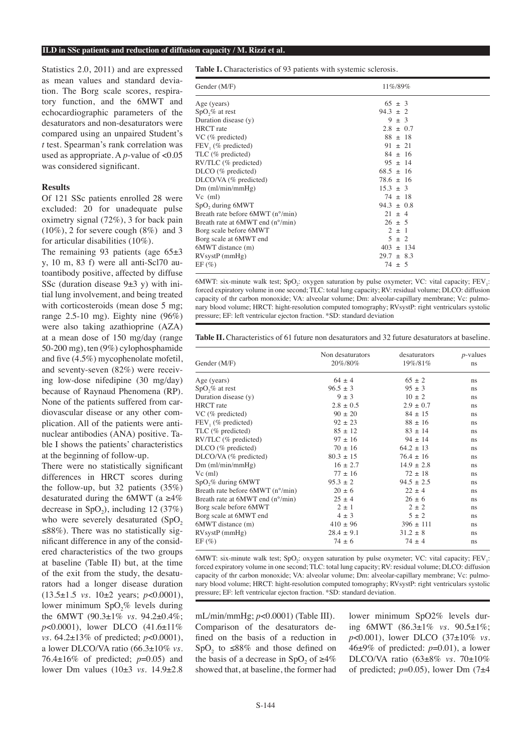Statistics 2.0, 2011) and are expressed as mean values and standard deviation. The Borg scale scores, respiratory function, and the 6MWT and echocardiographic parameters of the desaturators and non-desaturators were compared using an unpaired Student's *t* test. Spearman's rank correlation was used as appropriate. A *p*-value of <0.05 was considered significant.

## Results

Of 121 SSc patients enrolled 28 were excluded: 20 for unadequate pulse oximetry signal (72%), 3 for back pain (10%), 2 for severe cough (8%) and 3 for articular disabilities (10%).

The remaining 93 patients (age 65±3 y, 10 m, 83 f) were all anti-Scl70 autoantibody positive, affected by diffuse SSc (duration disease 9±3 y) with initial lung involvement, and being treated with corticosteroids (mean dose 5 mg; range 2.5-10 mg). Eighty nine (96%) were also taking azathioprine (AZA) at a mean dose of 150 mg/day (range 50-200 mg), ten (9%) cylophosphamide and five (4.5%) mycophenolate mofetil, and seventy-seven (82%) were receiving low-dose nifedipine (30 mg/day) because of Raynaud Phenomena (RP). None of the patients suffered from cardiovascular disease or any other complication. All of the patients were antinuclear antibodies (ANA) positive. Table I shows the patients' characteristics at the beginning of follow-up.

There were no statistically significant differences in HRCT scores during the follow-up, but 32 patients (35%) desaturated during the 6MWT (a ≥4% decrease in $SpO_2$), including 12 (37%) who were severely desaturated ($SpO_2$ ≤88%). There was no statistically significant difference in any of the two groups at baseline (Table II) but, at the time of the exit from the study, the desaturators had a longer disease duration (13.5±1.5 *vs.* 10±2 years; *p*<0.0001), lower minimum $SpO_2$% levels during the 6MWT (90.3±1% *vs.* 94.2±0.4%; *p*<0.0001), lower DLCO (41.6±11% *vs.* 64.2±13% of predicted; *p*<0.0001), a lower DLCO/VA ratio (66.3±10% *vs.* 76.4±16% of predicted; *p*=0.05) and lower Dm values (10±3 *vs.* 14.9±2.8 mL/min/mmHg; *p*<0.0001) (Table III).

Comparison of the desaturators defined on the basis of a reduction in $SpO_2$ to ≤88% and those defined on the basis of a decrease in $SpO_2$ of ≥4% showed that, at baseline, the former had lower minimum SpO2% levels during 6MWT (86.3±1% *vs.* 90.5±1%; *p*<0.001), lower DLCO (37±10% *vs.* 46±9% of predicted: *p*=0.01), a lower DLCO/VA ratio (63±8% *vs.* 70±10% of predicted; *p*=0.05), lower Dm (7±4

**Table I.** Characteristics of 93 patients with systemic sclerosis.

| Gender (M/F) | 11%/89% |
|---|---|
| Age (years) | 65 ± 3 |
| $SpO_2$% at rest | 94.3 ± 2 |
| Duration disease (y) | 9 ± 3 |
| HRCT rate | 2.8 ± 0.7 |
| VC (% predicted) | 88 ± 18 |
| $FEV_1$ (% predicted) | 91 ± 21 |
| TLC (% predicted) | 84 ± 16 |
| RV/TLC (% predicted) | 95 ± 14 |
| DLCO (% predicted) | 68.5 ± 16 |
| DLCO/VA (% predicted) | 78.6 ± 16 |
| Dm (ml/min/mmHg) | 15.3 ± 3 |
| Vc (ml) | 74 ± 18 |
| $SpO_2$ during 6MWT | 94.3 ± 0.8 |
| Breath rate before 6MWT (n°/min) | 21 ± 4 |
| Breath rate at 6MWT end (n°/min) | 26 ± 5 |
| Borg scale before 6MWT | 2 ± 1 |
| Borg scale at 6MWT end | 5 ± 2 |
| 6MWT distance (m) | 403 ± 134 |
| RVsystP (mmHg) | 29.7 ± 8.3 |
| EF (%) | 74 ± 5 |

6MWT: six-minute walk test; $SpO_2$: oxygen saturation by pulse oxymeter; VC: vital capacity; $FEV_1$: forced expiratory volume in one second; TLC: total lung capacity; RV: residual volume; DLCO: diffusion capacity of thr carbon monoxide; VA: alveolar volume; Dm: alveolar-capillary membrane; Vc: pulmonary blood volume; HRCT: hight-resolution computed tomography; RVsystP: right ventriculars systolic pressure; EF: left ventricular ejecton fraction. *SD: standard deviation

**Table II.** Characteristics of 61 future non desaturators and 32 future desaturators at baseline.

| Gender (M/F) | Non desaturators 20%/80% | desaturators 19%/81% | *p*-values ns |
|---|---|---|---|
| Age (years) | 64 ± 4 | 65 ± 2 | ns |
| $SpO_2$% at rest | 96.5 ± 3 | 95 ± 3 | ns |
| Duration disease (y) | 9 ± 3 | 10 ± 2 | ns |
| HRCT rate | 2.8 ± 0.5 | 2.9 ± 0.7 | ns |
| VC (% predicted) | 90 ± 20 | 84 ± 15 | ns |
| $FEV_1$ (% predicted) | 92 ± 23 | 88 ± 16 | ns |
| TLC (% predicted) | 85 ± 12 | 83 ± 14 | ns |
| RV/TLC (% predicted) | 97 ± 16 | 94 ± 14 | ns |
| DLCO (% predicted) | 70 ± 16 | 64.2 ± 13 | ns |
| DLCO/VA (% predicted) | 80.3 ± 15 | 76.4 ± 16 | ns |
| Dm (ml/min/mmHg) | 16 ± 2.7 | 14.9 ± 2.8 | ns |
| Vc (ml) | 77 ± 16 | 72 ± 18 | ns |
| $SpO_2$% during 6MWT | 95.3 ± 2 | 94.5 ± 2.5 | ns |
| Breath rate before 6MWT (n°/min) | 20 ± 6 | 22 ± 4 | ns |
| Breath rate at 6MWT end (n°/min) | 25 ± 4 | 26 ± 6 | ns |
| Borg scale before 6MWT | 2 ± 1 | 2 ± 2 | ns |
| Borg scale at 6MWT end | 4 ± 3 | 5 ± 2 | ns |
| 6MWT distance (m) | 410 ± 96 | 396 ± 111 | ns |
| RVsystP (mmHg) | 28.4 ± 9.1 | 31.2 ± 8 | ns |
| EF (%) | 74 ± 6 | 74 ± 4 | ns |

6MWT: six-minute walk test; $SpO_2$: oxygen saturation by pulse oxymeter; VC: vital capacity; $FEV_1$: forced expiratory volume in one second; TLC: total lung capacity; RV: residual volume; DLCO: diffusion capacity of thr carbon monoxide; VA: alveolar volume; Dm: alveolar-capillary membrane; Vc: pulmonary blood volume; HRCT: hight-resolution computed tomography; RVsystP: right ventriculars systolic pressure; EF: left ventricular ejecton fraction. *SD: standard deviation.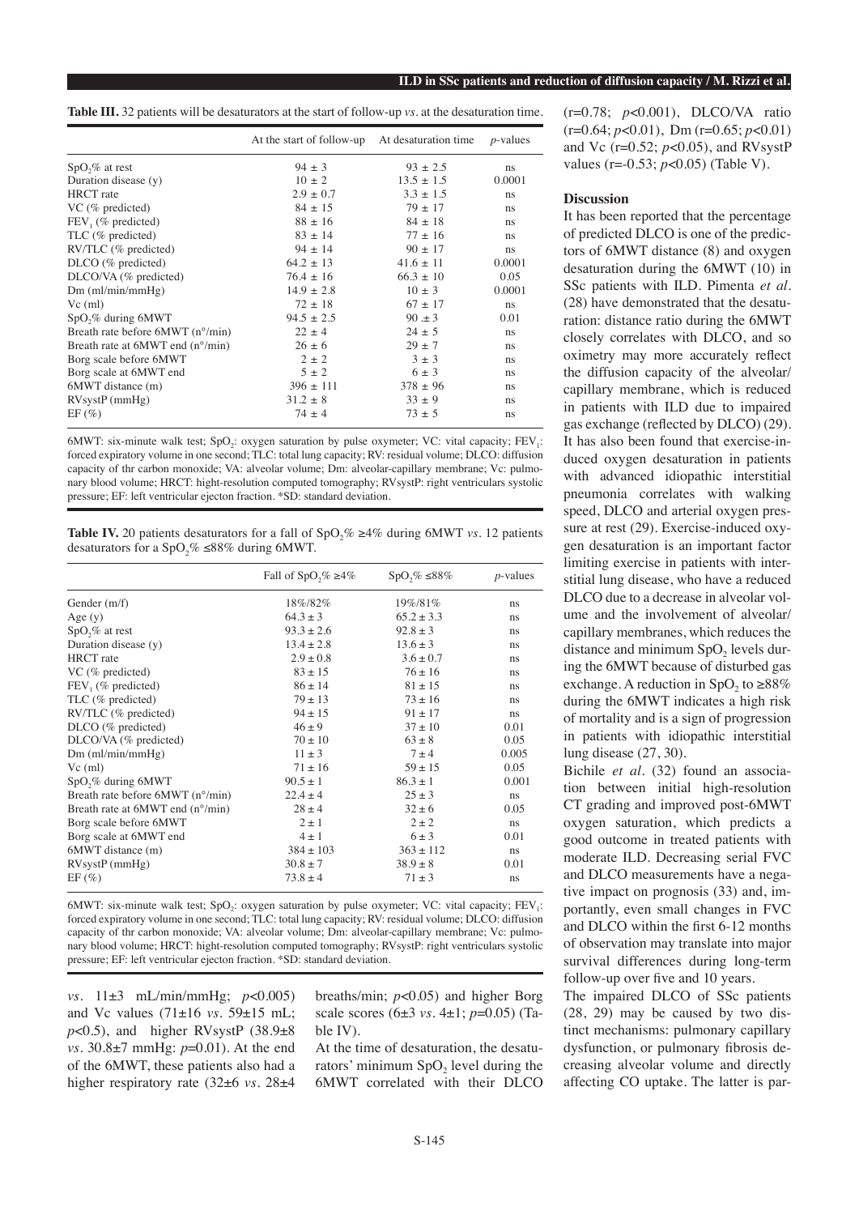**Table III.** 32 patients will be desaturators at the start of follow-up *vs*. at the desaturation time.

| | At the start of follow-up | At desaturation time | *p*-values |
|---|---|---|---|
| $SpO_2$% at rest | 94 ± 3 | 93 ± 2.5 | ns |
| Duration disease (y) | 10 ± 2 | 13.5 ± 1.5 | 0.0001 |
| HRCT rate | 2.9 ± 0.7 | 3.3 ± 1.5 | ns |
| VC (% predicted) | 84 ± 15 | 79 ± 17 | ns |
| $FEV_1$ (% predicted) | 88 ± 16 | 84 ± 18 | ns |
| TLC (% predicted) | 83 ± 14 | 77 ± 16 | ns |
| RV/TLC (% predicted) | 94 ± 14 | 90 ± 17 | ns |
| DLCO (% predicted) | 64.2 ± 13 | 41.6 ± 11 | 0.0001 |
| DLCO/VA (% predicted) | 76.4 ± 16 | 66.3 ± 10 | 0.05 |
| Dm (ml/min/mmHg) | 14.9 ± 2.8 | 10 ± 3 | 0.0001 |
| Vc (ml) | 72 ± 18 | 67 ± 17 | ns |
| $SpO_2$% during 6MWT | 94.5 ± 2.5 | 90 ± 3 | 0.01 |
| Breath rate before 6MWT (n°/min) | 22 ± 4 | 24 ± 5 | ns |
| Breath rate at 6MWT end (n°/min) | 26 ± 6 | 29 ± 7 | ns |
| Borg scale before 6MWT | 2 ± 2 | 3 ± 3 | ns |
| Borg scale at 6MWT end | 5 ± 2 | 6 ± 3 | ns |
| 6MWT distance (m) | 396 ± 111 | 378 ± 96 | ns |
| RVsystP (mmHg) | 31.2 ± 8 | 33 ± 9 | ns |
| EF (%) | 74 ± 4 | 73 ± 5 | ns |

6MWT: six-minute walk test; $SpO_2$: oxygen saturation by pulse oxymeter; VC: vital capacity; $FEV_1$: forced expiratory volume in one second; TLC: total lung capacity; RV: residual volume; DLCO: diffusion capacity of thr carbon monoxide; VA: alveolar volume; Dm: alveolar-capillary membrane; Vc: pulmonary blood volume; HRCT: hight-resolution computed tomography; RVsystP: right ventriculars systolic pressure; EF: left ventricular ejecton fraction. *SD: standard deviation.

**Table IV.** 20 patients desaturators for a fall of $SpO_2$% ≥4% during 6MWT *vs*. 12 patients desaturators for a $SpO_2$% ≤88% during 6MWT.

| | Fall of $SpO_2$% ≥4% | $SpO_2$% ≤88% | *p*-values |
|---|---|---|---|
| Gender (m/f) | 18%/82% | 19%/81% | ns |
| Age (y) | 64.3 ± 3 | 65.2 ± 3.3 | ns |
| $SpO_2$% at rest | 93.3 ± 2.6 | 92.8 ± 3 | ns |
| Duration disease (y) | 13.4 ± 2.8 | 13.6 ± 3 | ns |
| HRCT rate | 2.9 ± 0.8 | 3.6 ± 0.7 | ns |
| VC (% predicted) | 83 ± 15 | 76 ± 16 | ns |
| $FEV_1$ (% predicted) | 86 ± 14 | 81 ± 15 | ns |
| TLC (% predicted) | 79 ± 13 | 73 ± 16 | ns |
| RV/TLC (% predicted) | 94 ± 15 | 91 ± 17 | ns |
| DLCO (% predicted) | 46 ± 9 | 37 ± 10 | 0.01 |
| DLCO/VA (% predicted) | 70 ± 10 | 63 ± 8 | 0.05 |
| Dm (ml/min/mmHg) | 11 ± 3 | 7 ± 4 | 0.005 |
| Vc (ml) | 71 ± 16 | 59 ± 15 | 0.05 |
| $SpO_2$% during 6MWT | 90.5 ± 1 | 86.3 ± 1 | 0.001 |
| Breath rate before 6MWT (n°/min) | 22.4 ± 4 | 25 ± 3 | ns |
| Breath rate at 6MWT end (n°/min) | 28 ± 4 | 32 ± 6 | 0.05 |
| Borg scale before 6MWT | 2 ± 1 | 2 ± 2 | ns |
| Borg scale at 6MWT end | 4 ± 1 | 6 ± 3 | 0.01 |
| 6MWT distance (m) | 384 ± 103 | 363 ± 112 | ns |
| RVsystP (mmHg) | 30.8 ± 7 | 38.9 ± 8 | 0.01 |
| EF (%) | 73.8 ± 4 | 71 ± 3 | ns |

6MWT: six-minute walk test; $SpO_2$: oxygen saturation by pulse oxymeter; VC: vital capacity; $FEV_1$: forced expiratory volume in one second; TLC: total lung capacity; RV: residual volume; DLCO: diffusion capacity of thr carbon monoxide; VA: alveolar volume; Dm: alveolar-capillary membrane; Vc: pulmonary blood volume; HRCT: hight-resolution computed tomography; RVsystP: right ventriculars systolic pressure; EF: left ventricular ejecton fraction. *SD: standard deviation.

*vs*. 11±3 mL/min/mmHg; $p<0.005$) and Vc values (71±16 *vs*. 59±15 mL; $p<0.5$), and higher RVsystP (38.9±8 *vs*. 30.8±7 mmHg: $p=0.01$). At the end of the 6MWT, these patients also had a higher respiratory rate (32±6 *vs*. 28±4 breaths/min; $p<0.05$) and higher Borg scale scores (6±3 *vs*. 4±1; $p=0.05$) (Table IV).

At the time of desaturation, the desaturators' minimum $SpO_2$ level during the 6MWT correlated with their DLCO ($r=0.78$; $p<0.001$), DLCO/VA ratio ($r=0.64$; $p<0.01$), Dm ($r=0.65$; $p<0.01$) and Vc ($r=0.52$; $p<0.05$), and RVsystP values ($r=-0.53$; $p<0.05$) (Table V).

## Discussion

It has been reported that the percentage of predicted DLCO is one of the predictors of 6MWT distance (8) and oxygen desaturation during the 6MWT (10) in SSc patients with ILD. Pimenta *et al*. (28) have demonstrated that the desaturation: distance ratio during the 6MWT closely correlates with DLCO, and so oximetry may more accurately reflect the diffusion capacity of the alveolar/capillary membrane, which is reduced in patients with ILD due to impaired gas exchange (reflected by DLCO) (29). It has also been found that exercise-induced oxygen desaturation in patients with advanced idiopathic interstitial pneumonia correlates with walking speed, DLCO and arterial oxygen pressure at rest (29). Exercise-induced oxygen desaturation is an important factor limiting exercise in patients with interstitial lung disease, who have a reduced DLCO due to a decrease in alveolar volume and the involvement of alveolar/capillary membranes, which reduces the distance and minimum $SpO_2$ levels during the 6MWT because of disturbed gas exchange. A reduction in $SpO_2$ to ≥88% during the 6MWT indicates a high risk of mortality and is a sign of progression in patients with idiopathic interstitial lung disease (27, 30).

Bichile *et al*. (32) found an association between initial high-resolution CT grading and improved post-6MWT oxygen saturation, which predicts a good outcome in treated patients with moderate ILD. Decreasing serial FVC and DLCO measurements have a negative impact on prognosis (33) and, importantly, even small changes in FVC and DLCO within the first 6-12 months of observation may translate into major survival differences during long-term follow-up over five and 10 years.

The impaired DLCO of SSc patients (28, 29) may be caused by two distinct mechanisms: pulmonary capillary dysfunction, or pulmonary fibrosis decreasing alveolar volume and directly affecting CO uptake. The latter is par-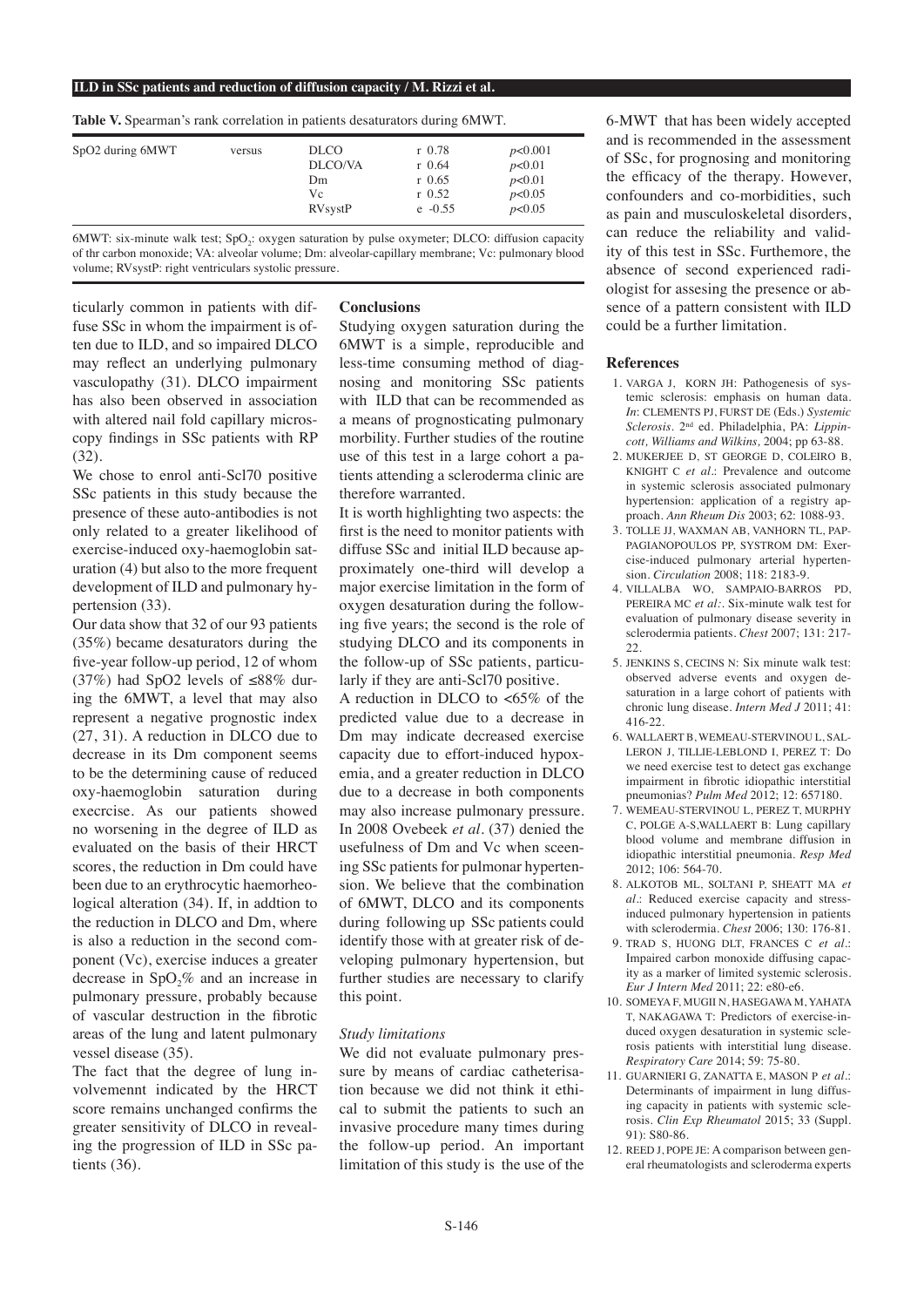**Table V.** Spearman's rank correlation in patients desaturators during 6MWT.

| | | | | |
|---|---|---|---|---|
| SpO2 during 6MWT | versus | DLCO | r 0.78 | $p<0.001$ |
| | | DLCO/VA | r 0.64 | $p<0.01$ |
| | | Dm | r 0.65 | $p<0.01$ |
| | | Vc | r 0.52 | $p<0.05$ |
| | | RVsystP | e -0.55 | $p<0.05$ |

6MWT: six-minute walk test; $SpO_2$: oxygen saturation by pulse oxymeter; DLCO: diffusion capacity of thr carbon monoxide; VA: alveolar volume; Dm: alveolar-capillary membrane; Vc: pulmonary blood volume; RVsystP: right ventriculars systolic pressure.

ticularly common in patients with diffuse SSc in whom the impairment is often due to ILD, and so impaired DLCO may reflect an underlying pulmonary vasculopathy (31). DLCO impairment has also been observed in association with altered nail fold capillary microscopy findings in SSc patients with RP (32).

We chose to enrol anti-Scl70 positive SSc patients in this study because the presence of these auto-antibodies is not only related to a greater likelihood of exercise-induced oxy-haemoglobin saturation (4) but also to the more frequent development of ILD and pulmonary hypertension (33).

Our data show that 32 of our 93 patients (35%) became desaturators during the five-year follow-up period, 12 of whom (37%) had SpO2 levels of ≤88% during the 6MWT, a level that may also represent a negative prognostic index (27, 31). A reduction in DLCO due to decrease in its Dm component seems to be the determining cause of reduced oxy-haemoglobin saturation during execrcise. As our patients showed no worsening in the degree of ILD as evaluated on the basis of their HRCT scores, the reduction in Dm could have been due to an erythrocytic haemorheological alteration (34). If, in addtion to the reduction in DLCO and Dm, where is also a reduction in the second component (Vc), exercise induces a greater decrease in $SpO_2$% and an increase in pulmonary pressure, probably because of vascular destruction in the fibrotic areas of the lung and latent pulmonary vessel disease (35).

The fact that the degree of lung involvemennt indicated by the HRCT score remains unchanged confirms the greater sensitivity of DLCO in revealing the progression of ILD in SSc patients (36).

## Conclusions

Studying oxygen saturation during the 6MWT is a simple, reproducible and less-time consuming method of diagnosing and monitoring SSc patients with ILD that can be recommended as a means of prognosticating pulmonary morbility. Further studies of the routine use of this test in a large cohort a patients attending a scleroderma clinic are therefore warranted.

It is worth highlighting two aspects: the first is the need to monitor patients with diffuse SSc and initial ILD because approximately one-third will develop a major exercise limitation in the form of oxygen desaturation during the following five years; the second is the role of studying DLCO and its components in the follow-up of SSc patients, particularly if they are anti-Scl70 positive.

A reduction in DLCO to <65% of the predicted value due to a decrease in Dm may indicate decreased exercise capacity due to effort-induced hypoxemia, and a greater reduction in DLCO due to a decrease in both components may also increase pulmonary pressure. In 2008 Ovebeek *et al.* (37) denied the usefulness of Dm and Vc when sceening SSc patients for pulmonar hypertension. We believe that the combination of 6MWT, DLCO and its components during following up SSc patients could identify those with at greater risk of developing pulmonary hypertension, but further studies are necessary to clarify this point.

### *Study limitations*

We did not evaluate pulmonary pressure by means of cardiac catheterisation because we did not think it ethical to submit the patients to such an invasive procedure many times during the follow-up period. An important limitation of this study is the use of the 6-MWT that has been widely accepted and is recommended in the assessment of SSc, for prognosing and monitoring the efficacy of the therapy. However, confounders and co-morbidities, such as pain and musculoskeletal disorders, can reduce the reliability and validity of this test in SSc. Furthemore, the absence of second experienced radiologist for assesing the presence or absence of a pattern consistent with ILD could be a further limitation.

## References

1. VARGA J, KORN JH: Pathogenesis of systemic sclerosis: emphasis on human data. *In*: CLEMENTS PJ, FURST DE (Eds.) *Systemic Sclerosis*. 2nd ed. Philadelphia, PA: *Lippincott, Williams and Wilkins,* 2004; pp 63-88.
2. MUKERJEE D, ST GEORGE D, COLEIRO B, KNIGHT C *et al.*: Prevalence and outcome in systemic sclerosis associated pulmonary hypertension: application of a registry approach. *Ann Rheum Dis* 2003; 62: 1088-93.
3. TOLLE JJ, WAXMAN AB, VANHORN TL, PAPPAGIANOPOULOS PP, SYSTROM DM: Exercise-induced pulmonary arterial hypertension. *Circulation* 2008; 118: 2183-9.
4. VILLALBA WO, SAMPAIO-BARROS PD, PEREIRA MC *et al*:. Six-minute walk test for evaluation of pulmonary disease severity in sclerodermia patients. *Chest* 2007; 131: 217-22.
5. JENKINS S, CECINS N: Six minute walk test: observed adverse events and oxygen desaturation in a large cohort of patients with chronic lung disease. *Intern Med J* 2011; 41: 416-22.
6. WALLAERT B, WEMEAU-STERVINOU L, SALLERON J, TILLIE-LEBLOND I, PEREZ T: Do we need exercise test to detect gas exchange impairment in fibrotic idiopathic interstitial pneumonias? *Pulm Med* 2012; 12: 657180.
7. WEMEAU-STERVINOU L, PEREZ T, MURPHY C, POLGE A-S,WALLAERT B: Lung capillary blood volume and membrane diffusion in idiopathic interstitial pneumonia. *Resp Med* 2012; 106: 564-70.
8. ALKOTOB ML, SOLTANI P, SHEATT MA *et al.*: Reduced exercise capacity and stress-induced pulmonary hypertension in patients with sclerodermia. *Chest* 2006; 130: 176-81.
9. TRAD S, HUONG DLT, FRANCES C *et al.*: Impaired carbon monoxide diffusing capacity as a marker of limited systemic sclerosis. *Eur J Intern Med* 2011; 22: e80-e6.
10. SOMEYA F, MUGII N, HASEGAWA M, YAHATA T, NAKAGAWA T: Predictors of exercise-induced oxygen desaturation in systemic sclerosis patients with interstitial lung disease. *Respiratory Care* 2014; 59: 75-80.
11. GUARNIERI G, ZANATTA E, MASON P *et al.*: Determinants of impairment in lung diffusing capacity in patients with systemic sclerosis. *Clin Exp Rheumatol* 2015; 33 (Suppl. 91): S80-86.
12. REED J, POPE JE: A comparison between general rheumatologists and scleroderma experts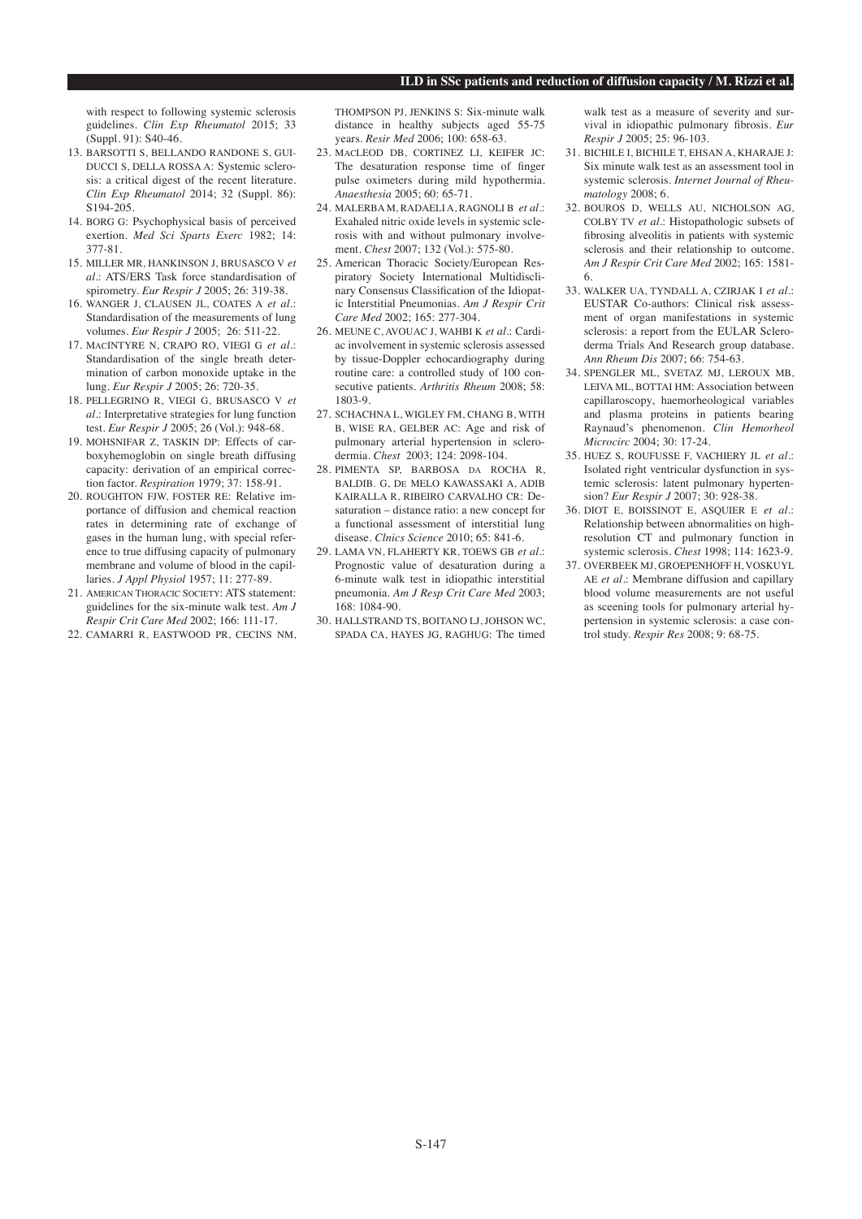with respect to following systemic sclerosis guidelines. *Clin Exp Rheumatol* 2015; 33 (Suppl. 91): S40-46.

13. BARSOTTI S, BELLANDO RANDONE S, GUIDUCCI S, DELLA ROSSA A: Systemic sclerosis: a critical digest of the recent literature. *Clin Exp Rheumatol* 2014; 32 (Suppl. 86): S194-205.
14. BORG G: Psychophysical basis of perceived exertion. *Med Sci Sports Exerc* 1982; 14: 377-81.
15. MILLER MR, HANKINSON J, BRUSASCO V *et al.*: ATS/ERS Task force standardisation of spirometry. *Eur Respir J* 2005; 26: 319-38.
16. WANGER J, CLAUSEN JL, COATES A *et al.*: Standardisation of the measurements of lung volumes. *Eur Respir J* 2005; 26: 511-22.
17. MACINTYRE N, CRAPO RO, VIEGI G *et al.*: Standardisation of the single breath determination of carbon monoxide uptake in the lung. *Eur Respir J* 2005; 26: 720-35.
18. PELLEGRINO R, VIEGI G, BRUSASCO V *et al.*: Interpretative strategies for lung function test. *Eur Respir J* 2005; 26 (Vol.): 948-68.
19. MOHSNIFAR Z, TASKIN DP: Effects of carboxyhemoglobin on single breath diffusing capacity: derivation of an empirical correction factor. *Respiration* 1979; 37: 158-91.
20. ROUGHTON FJW, FOSTER RE: Relative importance of diffusion and chemical reaction rates in determining rate of exchange of gases in the human lung, with special reference to true diffusing capacity of pulmonary membrane and volume of blood in the capillaries. *J Appl Physiol* 1957; 11: 277-89.
21. AMERICAN THORACIC SOCIETY: ATS statement: guidelines for the six-minute walk test. *Am J Respir Crit Care Med* 2002; 166: 111-17.
22. CAMARRI R, EASTWOOD PR, CECINS NM, THOMPSON PJ, JENKINS S: Six-minute walk distance in healthy subjects aged 55-75 years. *Resir Med* 2006; 100: 658-63.
23. MACLEOD DB, CORTINEZ LI, KEIFER JC: The desaturation response time of finger pulse oximeters during mild hypothermia. *Anaesthesia* 2005; 60: 65-71.
24. MALERBA M, RADAELI A, RAGNOLI B *et al.*: Exahaled nitric oxide levels in systemic sclerosis with and without pulmonary involvement. *Chest* 2007; 132 (Vol.): 575-80.
25. American Thoracic Society/European Respiratory Society International Multidisclinary Consensus Classification of the Idiopatic Interstitial Pneumonias. *Am J Respir Crit Care Med* 2002; 165: 277-304.
26. MEUNE C, AVOUAC J, WAHBI K *et al.*: Cardiac involvement in systemic sclerosis assessed by tissue-Doppler echocardiography during routine care: a controlled study of 100 consecutive patients. *Arthritis Rheum* 2008; 58: 1803-9.
27. SCHACHNA L, WIGLEY FM, CHANG B, WITH B, WISE RA, GELBER AC: Age and risk of pulmonary arterial hypertension in scleroderma. *Chest* 2003; 124: 2098-104.
28. PIMENTA SP, BARBOSA DA ROCHA R, BALDIB. G, DE MELO KAWASSAKI A, ADIB KAIRALLA R, RIBEIRO CARVALHO CR: Desaturation – distance ratio: a new concept for a functional assessment of interstitial lung disease. *Clnics Science* 2010; 65: 841-6.
29. LAMA VN, FLAHERTY KR, TOEWS GB *et al.*: Prognostic value of desaturation during a 6-minute walk test in idiopathic interstitial pneumonia. *Am J Resp Crit Care Med* 2003; 168: 1084-90.
30. HALLSTRAND TS, BOITANO LJ, JOHSON WC, SPADA CA, HAYES JG, RAGHUG: The timed walk test as a measure of severity and survival in idiopathic pulmonary fibrosis. *Eur Respir J* 2005; 25: 96-103.
31. BICHILE I, BICHILE T, EHSAN A, KHARAJE J: Six minute walk test as an assessment tool in systemic sclerosis. *Internet Journal of Rheumatology* 2008; 6.
32. BOUROS D, WELLS AU, NICHOLSON AG, COLBY TV *et al.*: Histopathologic subsets of fibrosing alveolitis in patients with systemic sclerosis and their relationship to outcome. *Am J Respir Crit Care Med* 2002; 165: 1581-6.
33. WALKER UA, TYNDALL A, CZIRJAK I *et al.*: EUSTAR Co-authors: Clinical risk assessment of organ manifestations in systemic sclerosis: a report from the EULAR Scleroderma Trials And Research group database. *Ann Rheum Dis* 2007; 66: 754-63.
34. SPENGLER ML, SVETAZ MJ, LEROUX MB, LEIVA ML, BOTTAI HM: Association between capillaroscopy, haemorheological variables and plasma proteins in patients bearing Raynaud's phenomenon. *Clin Hemorheol Microcirc* 2004; 30: 17-24.
35. HUEZ S, ROUFUSSE F, VACHIERY JL *et al.*: Isolated right ventricular dysfunction in systemic sclerosis: latent pulmonary hypertension? *Eur Respir J* 2007; 30: 928-38.
36. DIOT E, BOISSINOT E, ASQUIER E *et al.*: Relationship between abnormalities on high-resolution CT and pulmonary function in systemic sclerosis. *Chest* 1998; 114: 1623-9.
37. OVERBEEK MJ, GROEPENHOFF H, VOSKUYL AE *et al.*: Membrane diffusion and capillary blood volume measurements are not useful as sceening tools for pulmonary arterial hypertension in systemic sclerosis: a case control study. *Respir Res* 2008; 9: 68-75.